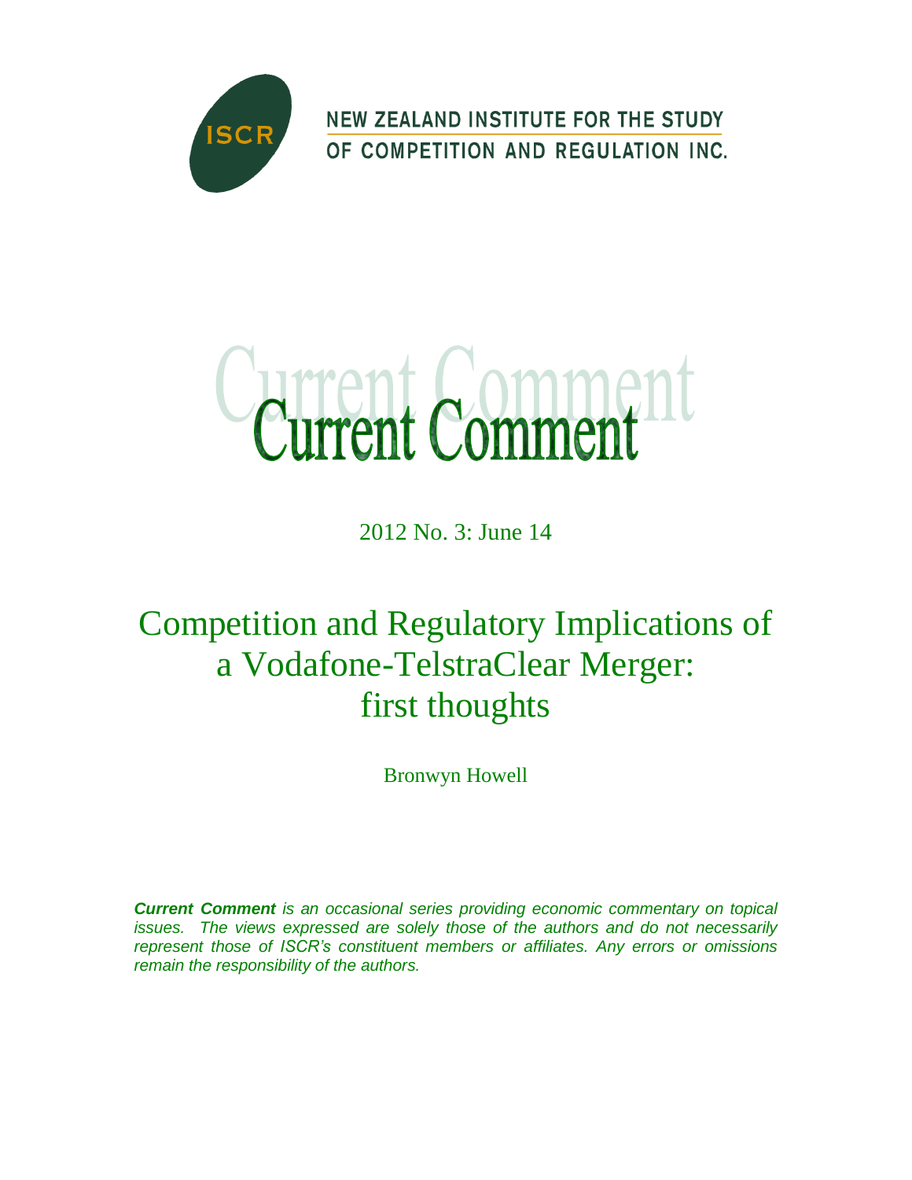ISCR

NEW ZEALAND INSTITUTE FOR THE STUDY OF COMPETITION AND REGULATION INC.

# Current Comment

2012 No. 3: June 14

# Competition and Regulatory Implications of a Vodafone-TelstraClear Merger: first thoughts

Bronwyn Howell

***Current Comment*** *is an occasional series providing economic commentary on topical issues. The views expressed are solely those of the authors and do not necessarily represent those of ISCR's constituent members or affiliates. Any errors or omissions remain the responsibility of the authors.*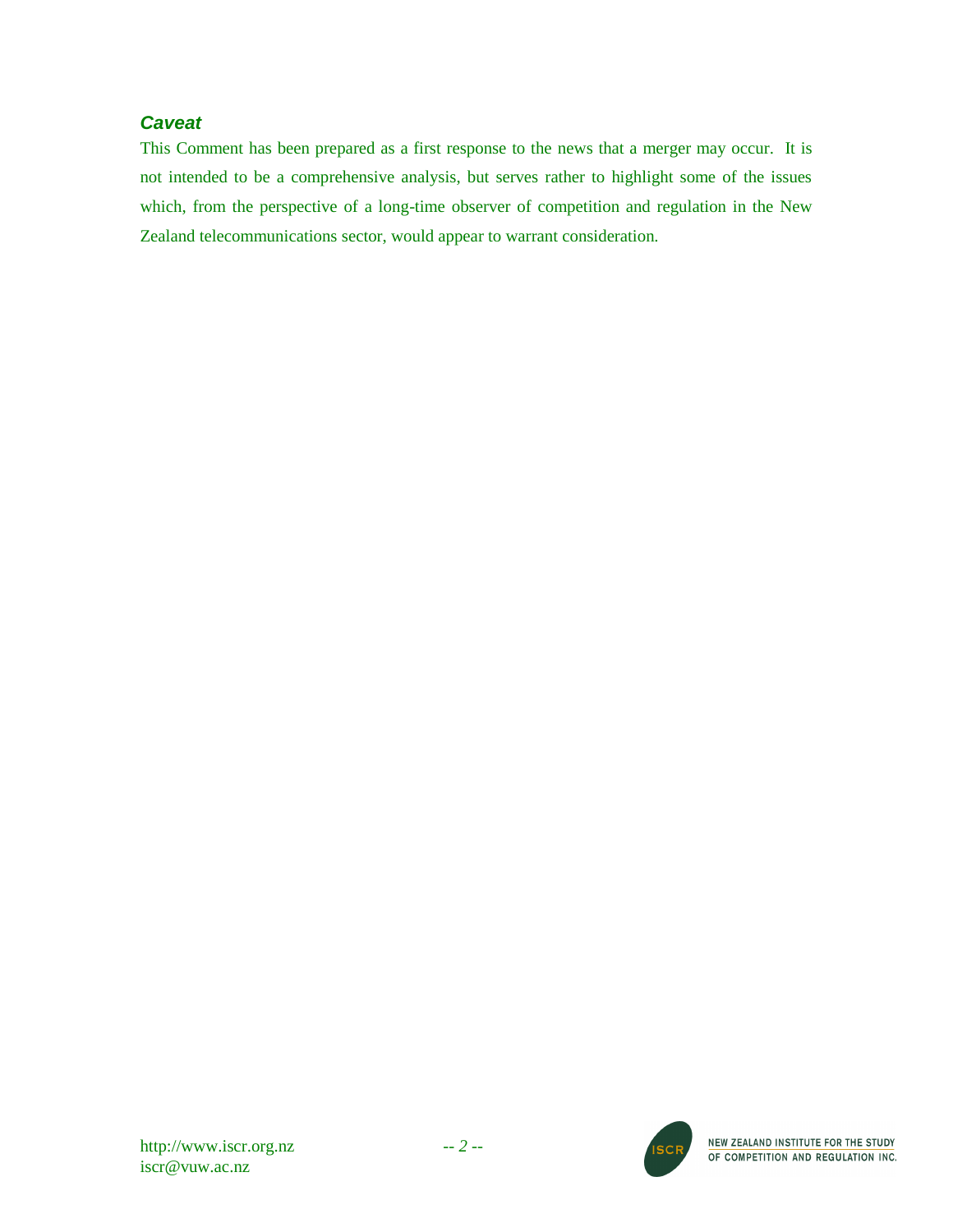### *Caveat*

This Comment has been prepared as a first response to the news that a merger may occur. It is not intended to be a comprehensive analysis, but serves rather to highlight some of the issues which, from the perspective of a long-time observer of competition and regulation in the New Zealand telecommunications sector, would appear to warrant consideration.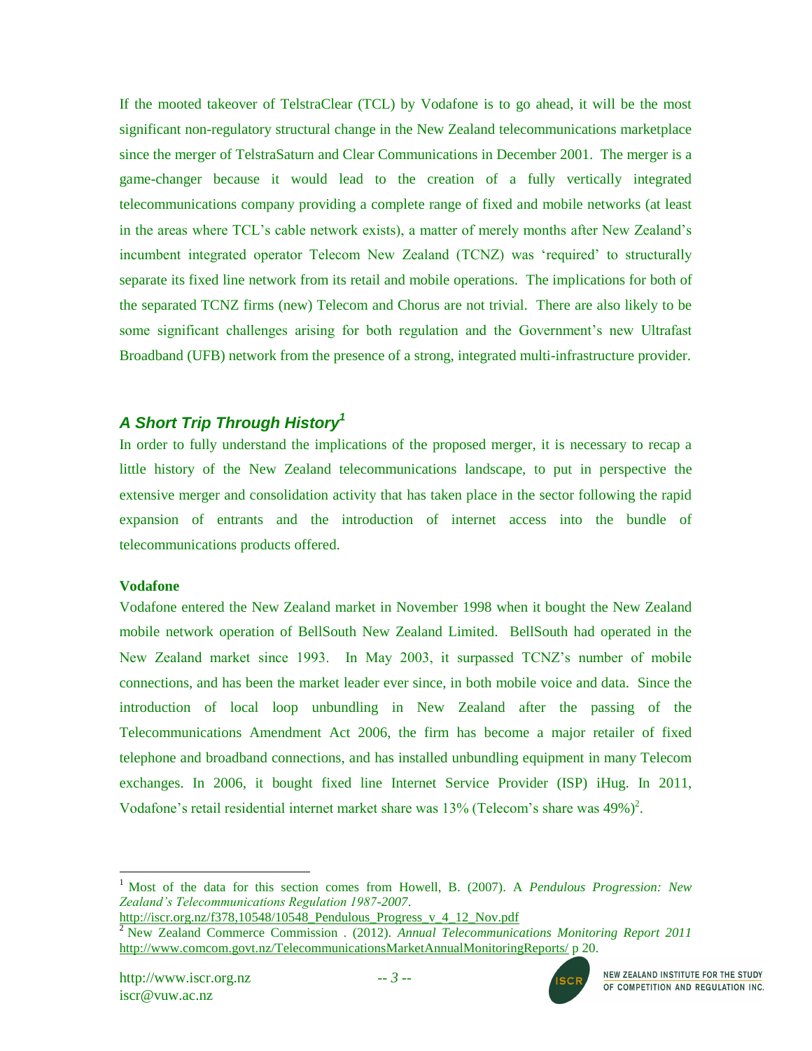If the mooted takeover of TelstraClear (TCL) by Vodafone is to go ahead, it will be the most significant non-regulatory structural change in the New Zealand telecommunications marketplace since the merger of TelstraSaturn and Clear Communications in December 2001. The merger is a game-changer because it would lead to the creation of a fully vertically integrated telecommunications company providing a complete range of fixed and mobile networks (at least in the areas where TCL's cable network exists), a matter of merely months after New Zealand's incumbent integrated operator Telecom New Zealand (TCNZ) was 'required' to structurally separate its fixed line network from its retail and mobile operations. The implications for both of the separated TCNZ firms (new) Telecom and Chorus are not trivial. There are also likely to be some significant challenges arising for both regulation and the Government's new Ultrafast Broadband (UFB) network from the presence of a strong, integrated multi-infrastructure provider.

## *A Short Trip Through History*[1]

In order to fully understand the implications of the proposed merger, it is necessary to recap a little history of the New Zealand telecommunications landscape, to put in perspective the extensive merger and consolidation activity that has taken place in the sector following the rapid expansion of entrants and the introduction of internet access into the bundle of telecommunications products offered.

**Vodafone**

Vodafone entered the New Zealand market in November 1998 when it bought the New Zealand mobile network operation of BellSouth New Zealand Limited. BellSouth had operated in the New Zealand market since 1993. In May 2003, it surpassed TCNZ's number of mobile connections, and has been the market leader ever since, in both mobile voice and data. Since the introduction of local loop unbundling in New Zealand after the passing of the Telecommunications Amendment Act 2006, the firm has become a major retailer of fixed telephone and broadband connections, and has installed unbundling equipment in many Telecom exchanges. In 2006, it bought fixed line Internet Service Provider (ISP) iHug. In 2011, Vodafone's retail residential internet market share was 13% (Telecom's share was 49%)[2].

---

[1] Most of the data for this section comes from Howell, B. (2007). A *Pendulous Progression: New Zealand's Telecommunications Regulation 1987-2007*. http://iscr.org.nz/f378,10548/10548_Pendulous_Progress_v_4_12_Nov.pdf

[2] New Zealand Commerce Commission . (2012). *Annual Telecommunications Monitoring Report 2011* http://www.comcom.govt.nz/TelecommunicationsMarketAnnualMonitoringReports/ p 20.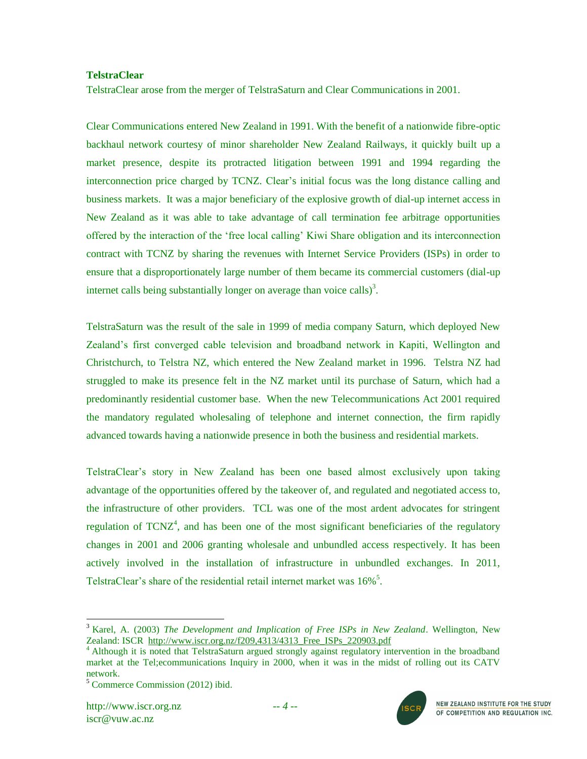**TelstraClear**

TelstraClear arose from the merger of TelstraSaturn and Clear Communications in 2001.

Clear Communications entered New Zealand in 1991. With the benefit of a nationwide fibre-optic backhaul network courtesy of minor shareholder New Zealand Railways, it quickly built up a market presence, despite its protracted litigation between 1991 and 1994 regarding the interconnection price charged by TCNZ. Clear's initial focus was the long distance calling and business markets. It was a major beneficiary of the explosive growth of dial-up internet access in New Zealand as it was able to take advantage of call termination fee arbitrage opportunities offered by the interaction of the 'free local calling' Kiwi Share obligation and its interconnection contract with TCNZ by sharing the revenues with Internet Service Providers (ISPs) in order to ensure that a disproportionately large number of them became its commercial customers (dial-up internet calls being substantially longer on average than voice calls)[3].

TelstraSaturn was the result of the sale in 1999 of media company Saturn, which deployed New Zealand's first converged cable television and broadband network in Kapiti, Wellington and Christchurch, to Telstra NZ, which entered the New Zealand market in 1996. Telstra NZ had struggled to make its presence felt in the NZ market until its purchase of Saturn, which had a predominantly residential customer base. When the new Telecommunications Act 2001 required the mandatory regulated wholesaling of telephone and internet connection, the firm rapidly advanced towards having a nationwide presence in both the business and residential markets.

TelstraClear's story in New Zealand has been one based almost exclusively upon taking advantage of the opportunities offered by the takeover of, and regulated and negotiated access to, the infrastructure of other providers. TCL was one of the most ardent advocates for stringent regulation of TCNZ[4], and has been one of the most significant beneficiaries of the regulatory changes in 2001 and 2006 granting wholesale and unbundled access respectively. It has been actively involved in the installation of infrastructure in unbundled exchanges. In 2011, TelstraClear's share of the residential retail internet market was 16%[5].

---

[3] Karel, A. (2003) *The Development and Implication of Free ISPs in New Zealand*. Wellington, New Zealand: ISCR http://www.iscr.org.nz/f209,4313/4313_Free_ISPs_220903.pdf

[4] Although it is noted that TelstraSaturn argued strongly against regulatory intervention in the broadband market at the Tel;ecommunications Inquiry in 2000, when it was in the midst of rolling out its CATV network.

[5] Commerce Commission (2012) ibid.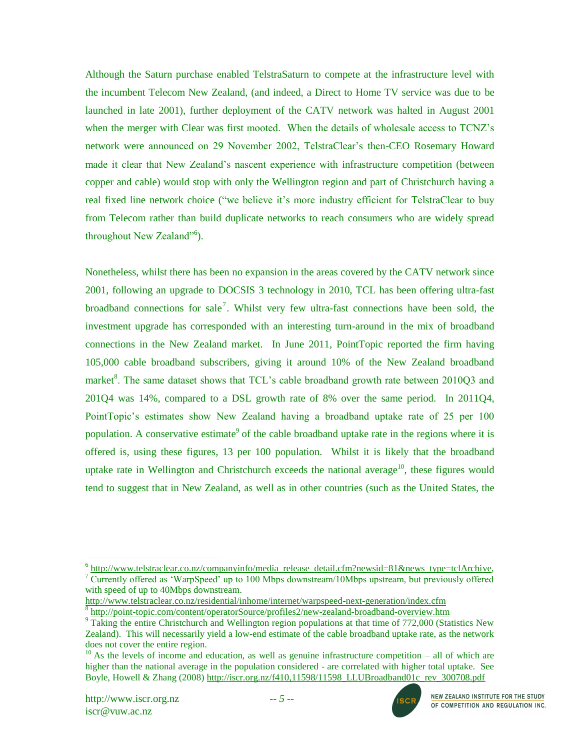Although the Saturn purchase enabled TelstraSaturn to compete at the infrastructure level with the incumbent Telecom New Zealand, (and indeed, a Direct to Home TV service was due to be launched in late 2001), further deployment of the CATV network was halted in August 2001 when the merger with Clear was first mooted. When the details of wholesale access to TCNZ's network were announced on 29 November 2002, TelstraClear's then-CEO Rosemary Howard made it clear that New Zealand's nascent experience with infrastructure competition (between copper and cable) would stop with only the Wellington region and part of Christchurch having a real fixed line network choice ("we believe it's more industry efficient for TelstraClear to buy from Telecom rather than build duplicate networks to reach consumers who are widely spread throughout New Zealand"[6]).

Nonetheless, whilst there has been no expansion in the areas covered by the CATV network since 2001, following an upgrade to DOCSIS 3 technology in 2010, TCL has been offering ultra-fast broadband connections for sale[7]. Whilst very few ultra-fast connections have been sold, the investment upgrade has corresponded with an interesting turn-around in the mix of broadband connections in the New Zealand market. In June 2011, PointTopic reported the firm having 105,000 cable broadband subscribers, giving it around 10% of the New Zealand broadband market[8]. The same dataset shows that TCL's cable broadband growth rate between 2010Q3 and 201Q4 was 14%, compared to a DSL growth rate of 8% over the same period. In 2011Q4, PointTopic's estimates show New Zealand having a broadband uptake rate of 25 per 100 population. A conservative estimate[9] of the cable broadband uptake rate in the regions where it is offered is, using these figures, 13 per 100 population. Whilst it is likely that the broadband uptake rate in Wellington and Christchurch exceeds the national average[10], these figures would tend to suggest that in New Zealand, as well as in other countries (such as the United States, the

---

[6] http://www.telstraclear.co.nz/companyinfo/media_release_detail.cfm?newsid=81&news_type=tclArchive,

[7] Currently offered as 'WarpSpeed' up to 100 Mbps downstream/10Mbps upstream, but previously offered with speed of up to 40Mbps downstream. http://www.telstraclear.co.nz/residential/inhome/internet/warpspeed-next-generation/index.cfm

[8] http://point-topic.com/content/operatorSource/profiles2/new-zealand-broadband-overview.htm

[9] Taking the entire Christchurch and Wellington region populations at that time of 772,000 (Statistics New Zealand). This will necessarily yield a low-end estimate of the cable broadband uptake rate, as the network does not cover the entire region.

[10] As the levels of income and education, as well as genuine infrastructure competition – all of which are higher than the national average in the population considered - are correlated with higher total uptake. See Boyle, Howell & Zhang (2008) http://iscr.org.nz/f410,11598/11598_LLUBroadband01c_rev_300708.pdf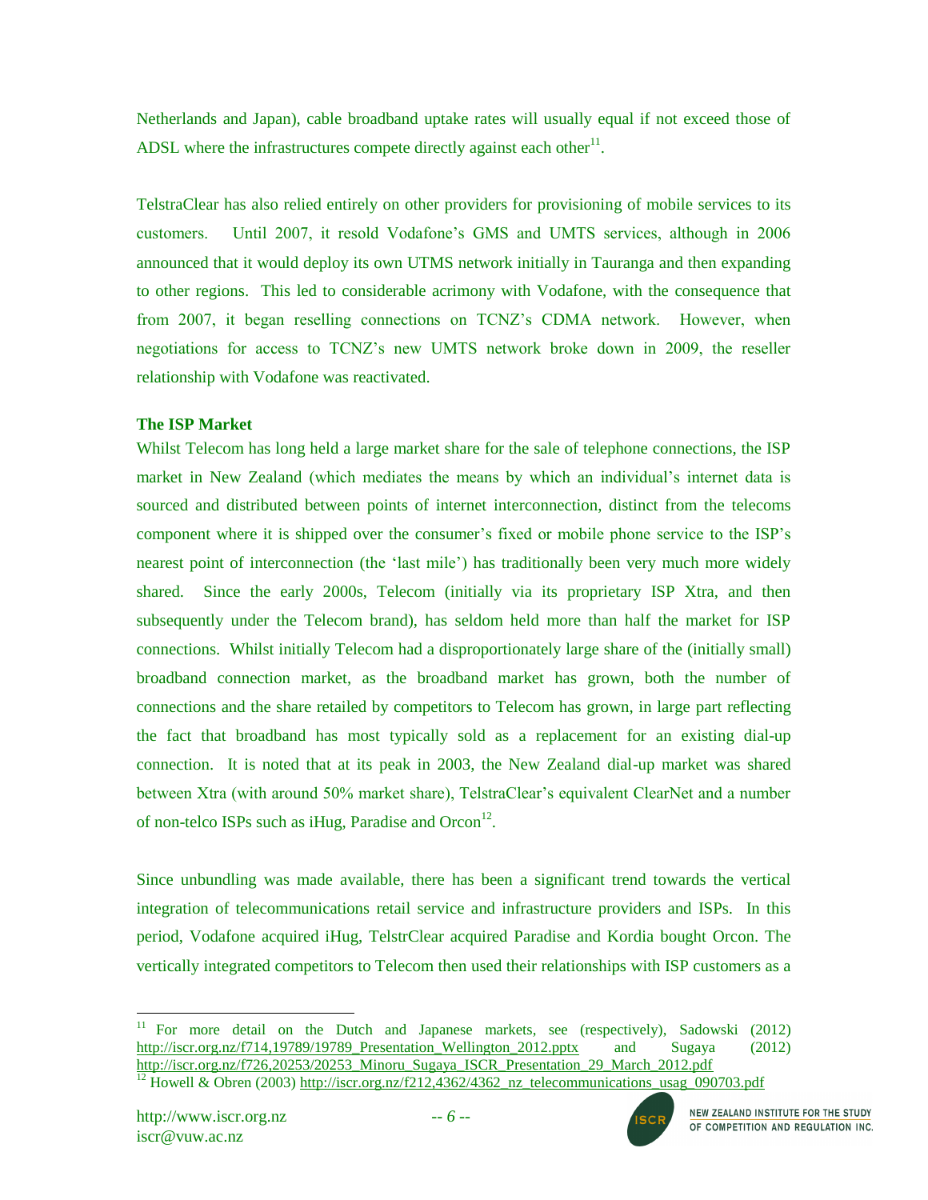Netherlands and Japan), cable broadband uptake rates will usually equal if not exceed those of ADSL where the infrastructures compete directly against each other[11].

TelstraClear has also relied entirely on other providers for provisioning of mobile services to its customers. Until 2007, it resold Vodafone's GMS and UMTS services, although in 2006 announced that it would deploy its own UTMS network initially in Tauranga and then expanding to other regions. This led to considerable acrimony with Vodafone, with the consequence that from 2007, it began reselling connections on TCNZ's CDMA network. However, when negotiations for access to TCNZ's new UMTS network broke down in 2009, the reseller relationship with Vodafone was reactivated.

**The ISP Market**

Whilst Telecom has long held a large market share for the sale of telephone connections, the ISP market in New Zealand (which mediates the means by which an individual's internet data is sourced and distributed between points of internet interconnection, distinct from the telecoms component where it is shipped over the consumer's fixed or mobile phone service to the ISP's nearest point of interconnection (the 'last mile') has traditionally been very much more widely shared. Since the early 2000s, Telecom (initially via its proprietary ISP Xtra, and then subsequently under the Telecom brand), has seldom held more than half the market for ISP connections. Whilst initially Telecom had a disproportionately large share of the (initially small) broadband connection market, as the broadband market has grown, both the number of connections and the share retailed by competitors to Telecom has grown, in large part reflecting the fact that broadband has most typically sold as a replacement for an existing dial-up connection. It is noted that at its peak in 2003, the New Zealand dial-up market was shared between Xtra (with around 50% market share), TelstraClear's equivalent ClearNet and a number of non-telco ISPs such as iHug, Paradise and Orcon[12].

Since unbundling was made available, there has been a significant trend towards the vertical integration of telecommunications retail service and infrastructure providers and ISPs. In this period, Vodafone acquired iHug, TelstrClear acquired Paradise and Kordia bought Orcon. The vertically integrated competitors to Telecom then used their relationships with ISP customers as a

---

[11] For more detail on the Dutch and Japanese markets, see (respectively), Sadowski (2012) http://iscr.org.nz/f714,19789/19789_Presentation_Wellington_2012.pptx and Sugaya (2012) http://iscr.org.nz/f726,20253/20253_Minoru_Sugaya_ISCR_Presentation_29_March_2012.pdf

[12] Howell & Obren (2003) http://iscr.org.nz/f212,4362/4362_nz_telecommunications_usag_090703.pdf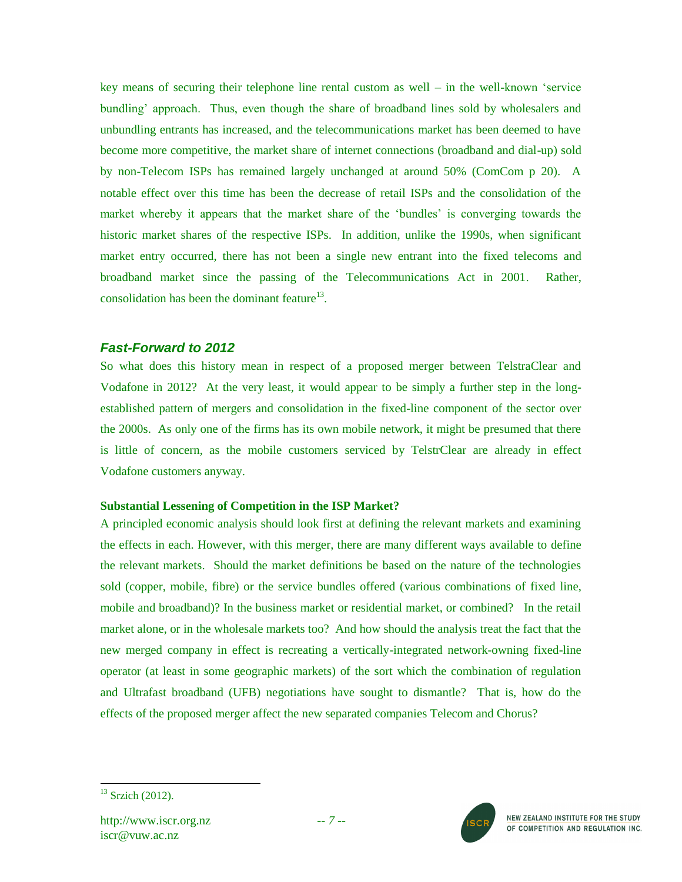key means of securing their telephone line rental custom as well – in the well-known 'service bundling' approach. Thus, even though the share of broadband lines sold by wholesalers and unbundling entrants has increased, and the telecommunications market has been deemed to have become more competitive, the market share of internet connections (broadband and dial-up) sold by non-Telecom ISPs has remained largely unchanged at around 50% (ComCom p 20). A notable effect over this time has been the decrease of retail ISPs and the consolidation of the market whereby it appears that the market share of the 'bundles' is converging towards the historic market shares of the respective ISPs. In addition, unlike the 1990s, when significant market entry occurred, there has not been a single new entrant into the fixed telecoms and broadband market since the passing of the Telecommunications Act in 2001. Rather, consolidation has been the dominant feature[13].

## *Fast-Forward to 2012*

So what does this history mean in respect of a proposed merger between TelstraClear and Vodafone in 2012? At the very least, it would appear to be simply a further step in the long-established pattern of mergers and consolidation in the fixed-line component of the sector over the 2000s. As only one of the firms has its own mobile network, it might be presumed that there is little of concern, as the mobile customers serviced by TelstrClear are already in effect Vodafone customers anyway.

### Substantial Lessening of Competition in the ISP Market?

A principled economic analysis should look first at defining the relevant markets and examining the effects in each. However, with this merger, there are many different ways available to define the relevant markets. Should the market definitions be based on the nature of the technologies sold (copper, mobile, fibre) or the service bundles offered (various combinations of fixed line, mobile and broadband)? In the business market or residential market, or combined? In the retail market alone, or in the wholesale markets too? And how should the analysis treat the fact that the new merged company in effect is recreating a vertically-integrated network-owning fixed-line operator (at least in some geographic markets) of the sort which the combination of regulation and Ultrafast broadband (UFB) negotiations have sought to dismantle? That is, how do the effects of the proposed merger affect the new separated companies Telecom and Chorus?

---

[13] Srzich (2012).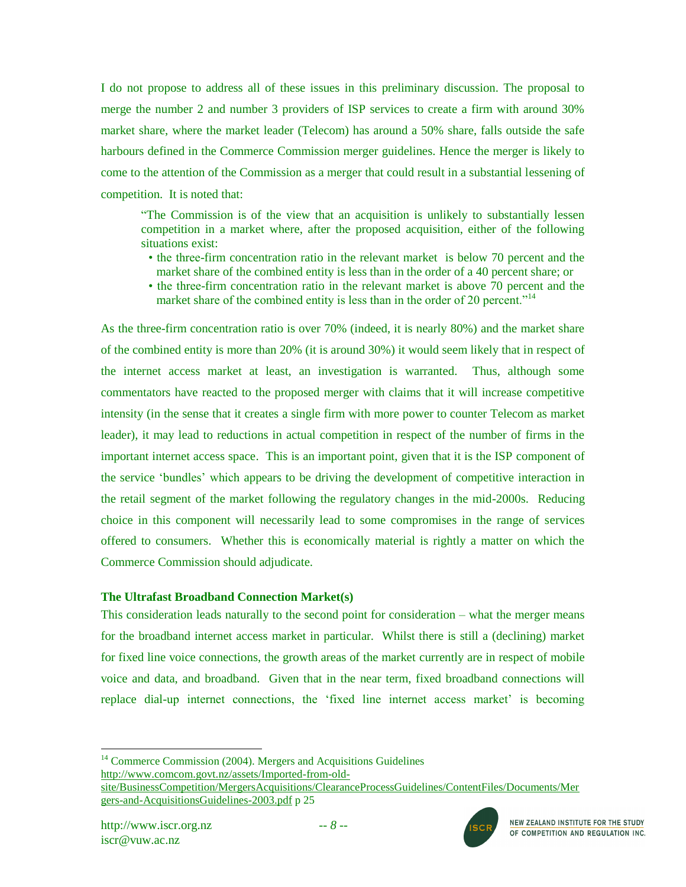I do not propose to address all of these issues in this preliminary discussion. The proposal to merge the number 2 and number 3 providers of ISP services to create a firm with around 30% market share, where the market leader (Telecom) has around a 50% share, falls outside the safe harbours defined in the Commerce Commission merger guidelines. Hence the merger is likely to come to the attention of the Commission as a merger that could result in a substantial lessening of competition. It is noted that:

> "The Commission is of the view that an acquisition is unlikely to substantially lessen competition in a market where, after the proposed acquisition, either of the following situations exist:
>
> - the three-firm concentration ratio in the relevant market is below 70 percent and the market share of the combined entity is less than in the order of a 40 percent share; or
> - the three-firm concentration ratio in the relevant market is above 70 percent and the market share of the combined entity is less than in the order of 20 percent."[14]

As the three-firm concentration ratio is over 70% (indeed, it is nearly 80%) and the market share of the combined entity is more than 20% (it is around 30%) it would seem likely that in respect of the internet access market at least, an investigation is warranted. Thus, although some commentators have reacted to the proposed merger with claims that it will increase competitive intensity (in the sense that it creates a single firm with more power to counter Telecom as market leader), it may lead to reductions in actual competition in respect of the number of firms in the important internet access space. This is an important point, given that it is the ISP component of the service 'bundles' which appears to be driving the development of competitive interaction in the retail segment of the market following the regulatory changes in the mid-2000s. Reducing choice in this component will necessarily lead to some compromises in the range of services offered to consumers. Whether this is economically material is rightly a matter on which the Commerce Commission should adjudicate.

### The Ultrafast Broadband Connection Market(s)

This consideration leads naturally to the second point for consideration – what the merger means for the broadband internet access market in particular. Whilst there is still a (declining) market for fixed line voice connections, the growth areas of the market currently are in respect of mobile voice and data, and broadband. Given that in the near term, fixed broadband connections will replace dial-up internet connections, the 'fixed line internet access market' is becoming

---

[14] Commerce Commission (2004). Mergers and Acquisitions Guidelines http://www.comcom.govt.nz/assets/Imported-from-old-site/BusinessCompetition/MergersAcquisitions/ClearanceProcessGuidelines/ContentFiles/Documents/Mergers-and-AcquisitionsGuidelines-2003.pdf p 25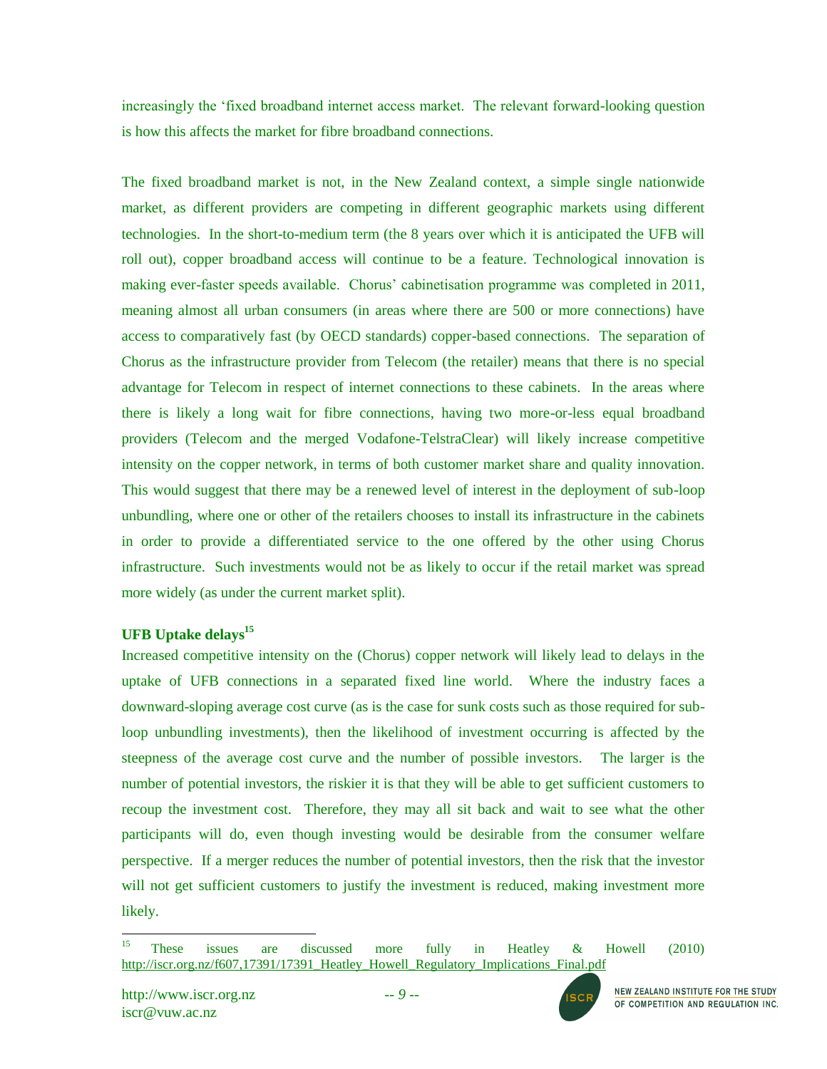increasingly the ‘fixed broadband internet access market. The relevant forward-looking question is how this affects the market for fibre broadband connections.

The fixed broadband market is not, in the New Zealand context, a simple single nationwide market, as different providers are competing in different geographic markets using different technologies. In the short-to-medium term (the 8 years over which it is anticipated the UFB will roll out), copper broadband access will continue to be a feature. Technological innovation is making ever-faster speeds available. Chorus' cabinetisation programme was completed in 2011, meaning almost all urban consumers (in areas where there are 500 or more connections) have access to comparatively fast (by OECD standards) copper-based connections. The separation of Chorus as the infrastructure provider from Telecom (the retailer) means that there is no special advantage for Telecom in respect of internet connections to these cabinets. In the areas where there is likely a long wait for fibre connections, having two more-or-less equal broadband providers (Telecom and the merged Vodafone-TelstraClear) will likely increase competitive intensity on the copper network, in terms of both customer market share and quality innovation. This would suggest that there may be a renewed level of interest in the deployment of sub-loop unbundling, where one or other of the retailers chooses to install its infrastructure in the cabinets in order to provide a differentiated service to the one offered by the other using Chorus infrastructure. Such investments would not be as likely to occur if the retail market was spread more widely (as under the current market split).

**UFB Uptake delays[15]**

Increased competitive intensity on the (Chorus) copper network will likely lead to delays in the uptake of UFB connections in a separated fixed line world. Where the industry faces a downward-sloping average cost curve (as is the case for sunk costs such as those required for sub-loop unbundling investments), then the likelihood of investment occurring is affected by the steepness of the average cost curve and the number of possible investors. The larger is the number of potential investors, the riskier it is that they will be able to get sufficient customers to recoup the investment cost. Therefore, they may all sit back and wait to see what the other participants will do, even though investing would be desirable from the consumer welfare perspective. If a merger reduces the number of potential investors, then the risk that the investor will not get sufficient customers to justify the investment is reduced, making investment more likely.

[15] These issues are discussed more fully in Heatley & Howell (2010) http://iscr.org.nz/f607,17391/17391_Heatley_Howell_Regulatory_Implications_Final.pdf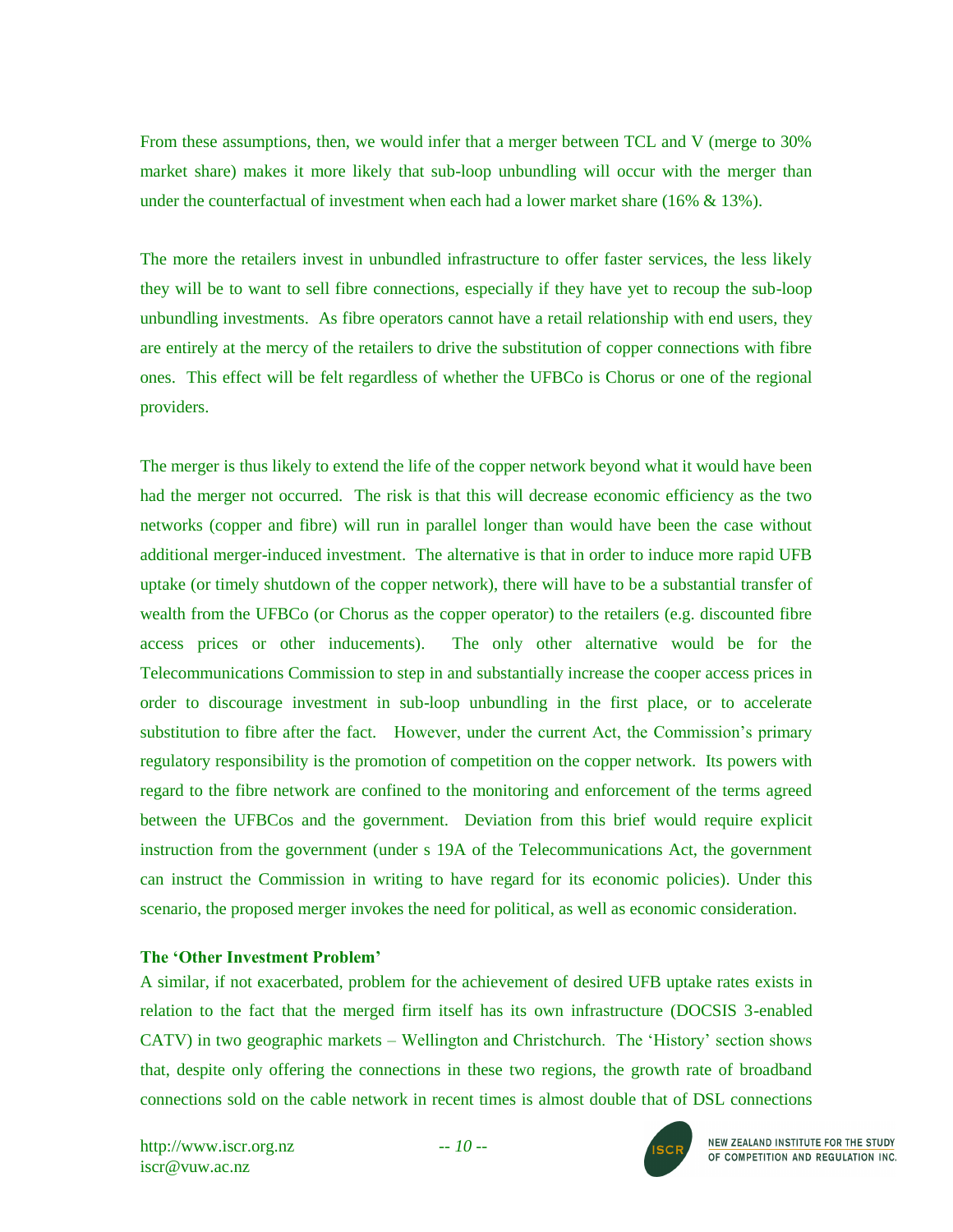From these assumptions, then, we would infer that a merger between TCL and V (merge to 30% market share) makes it more likely that sub-loop unbundling will occur with the merger than under the counterfactual of investment when each had a lower market share (16% & 13%).

The more the retailers invest in unbundled infrastructure to offer faster services, the less likely they will be to want to sell fibre connections, especially if they have yet to recoup the sub-loop unbundling investments. As fibre operators cannot have a retail relationship with end users, they are entirely at the mercy of the retailers to drive the substitution of copper connections with fibre ones. This effect will be felt regardless of whether the UFBCo is Chorus or one of the regional providers.

The merger is thus likely to extend the life of the copper network beyond what it would have been had the merger not occurred. The risk is that this will decrease economic efficiency as the two networks (copper and fibre) will run in parallel longer than would have been the case without additional merger-induced investment. The alternative is that in order to induce more rapid UFB uptake (or timely shutdown of the copper network), there will have to be a substantial transfer of wealth from the UFBCo (or Chorus as the copper operator) to the retailers (e.g. discounted fibre access prices or other inducements). The only other alternative would be for the Telecommunications Commission to step in and substantially increase the cooper access prices in order to discourage investment in sub-loop unbundling in the first place, or to accelerate substitution to fibre after the fact. However, under the current Act, the Commission's primary regulatory responsibility is the promotion of competition on the copper network. Its powers with regard to the fibre network are confined to the monitoring and enforcement of the terms agreed between the UFBCos and the government. Deviation from this brief would require explicit instruction from the government (under s 19A of the Telecommunications Act, the government can instruct the Commission in writing to have regard for its economic policies). Under this scenario, the proposed merger invokes the need for political, as well as economic consideration.

**The 'Other Investment Problem'**

A similar, if not exacerbated, problem for the achievement of desired UFB uptake rates exists in relation to the fact that the merged firm itself has its own infrastructure (DOCSIS 3-enabled CATV) in two geographic markets – Wellington and Christchurch. The 'History' section shows that, despite only offering the connections in these two regions, the growth rate of broadband connections sold on the cable network in recent times is almost double that of DSL connections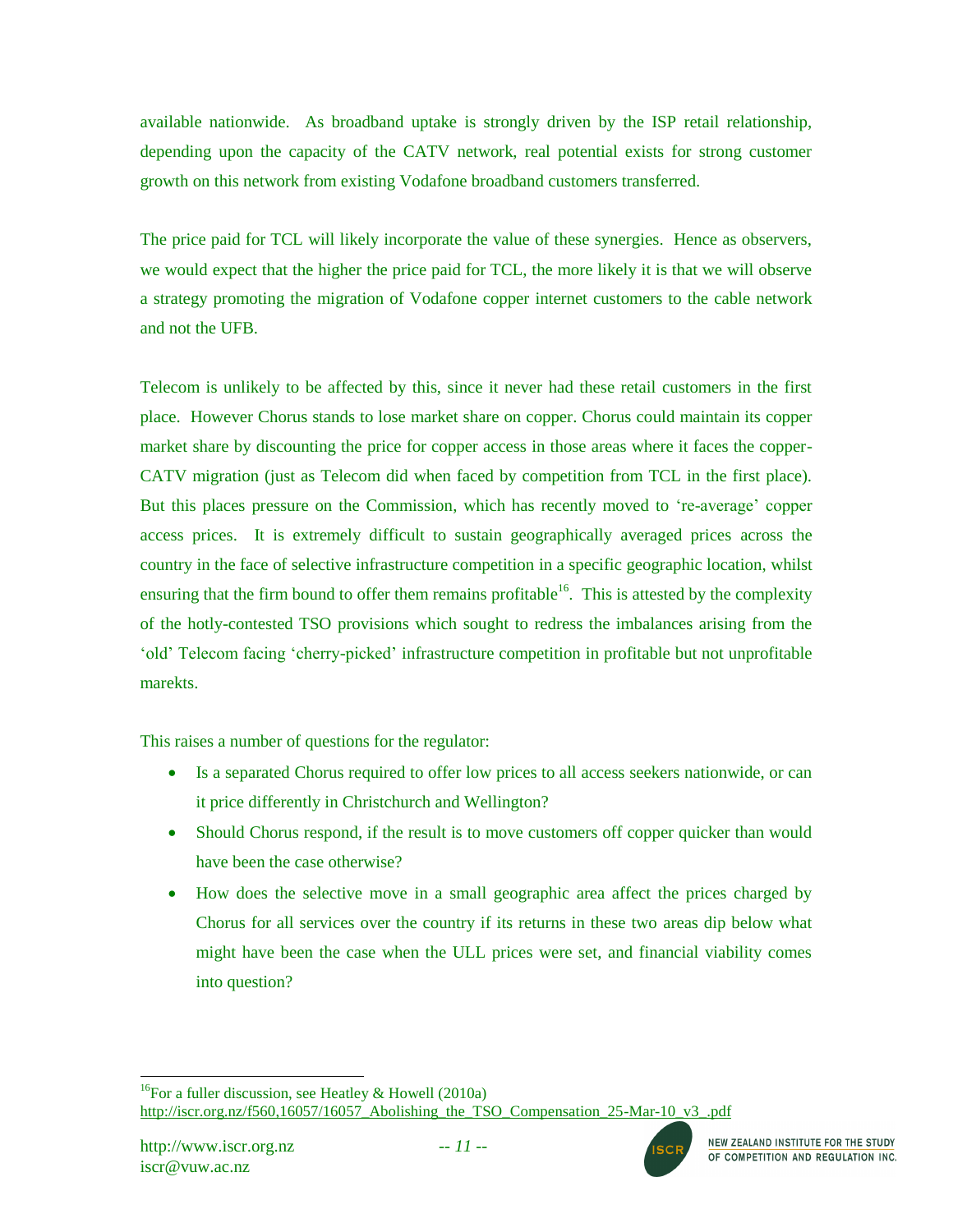available nationwide. As broadband uptake is strongly driven by the ISP retail relationship, depending upon the capacity of the CATV network, real potential exists for strong customer growth on this network from existing Vodafone broadband customers transferred.

The price paid for TCL will likely incorporate the value of these synergies. Hence as observers, we would expect that the higher the price paid for TCL, the more likely it is that we will observe a strategy promoting the migration of Vodafone copper internet customers to the cable network and not the UFB.

Telecom is unlikely to be affected by this, since it never had these retail customers in the first place. However Chorus stands to lose market share on copper. Chorus could maintain its copper market share by discounting the price for copper access in those areas where it faces the copper-CATV migration (just as Telecom did when faced by competition from TCL in the first place). But this places pressure on the Commission, which has recently moved to 're-average' copper access prices. It is extremely difficult to sustain geographically averaged prices across the country in the face of selective infrastructure competition in a specific geographic location, whilst ensuring that the firm bound to offer them remains profitable[16]. This is attested by the complexity of the hotly-contested TSO provisions which sought to redress the imbalances arising from the 'old' Telecom facing 'cherry-picked' infrastructure competition in profitable but not unprofitable marekts.

This raises a number of questions for the regulator:

- Is a separated Chorus required to offer low prices to all access seekers nationwide, or can it price differently in Christchurch and Wellington?
- Should Chorus respond, if the result is to move customers off copper quicker than would have been the case otherwise?
- How does the selective move in a small geographic area affect the prices charged by Chorus for all services over the country if its returns in these two areas dip below what might have been the case when the ULL prices were set, and financial viability comes into question?

---

[16] For a fuller discussion, see Heatley & Howell (2010a) http://iscr.org.nz/f560,16057/16057_Abolishing_the_TSO_Compensation_25-Mar-10_v3_.pdf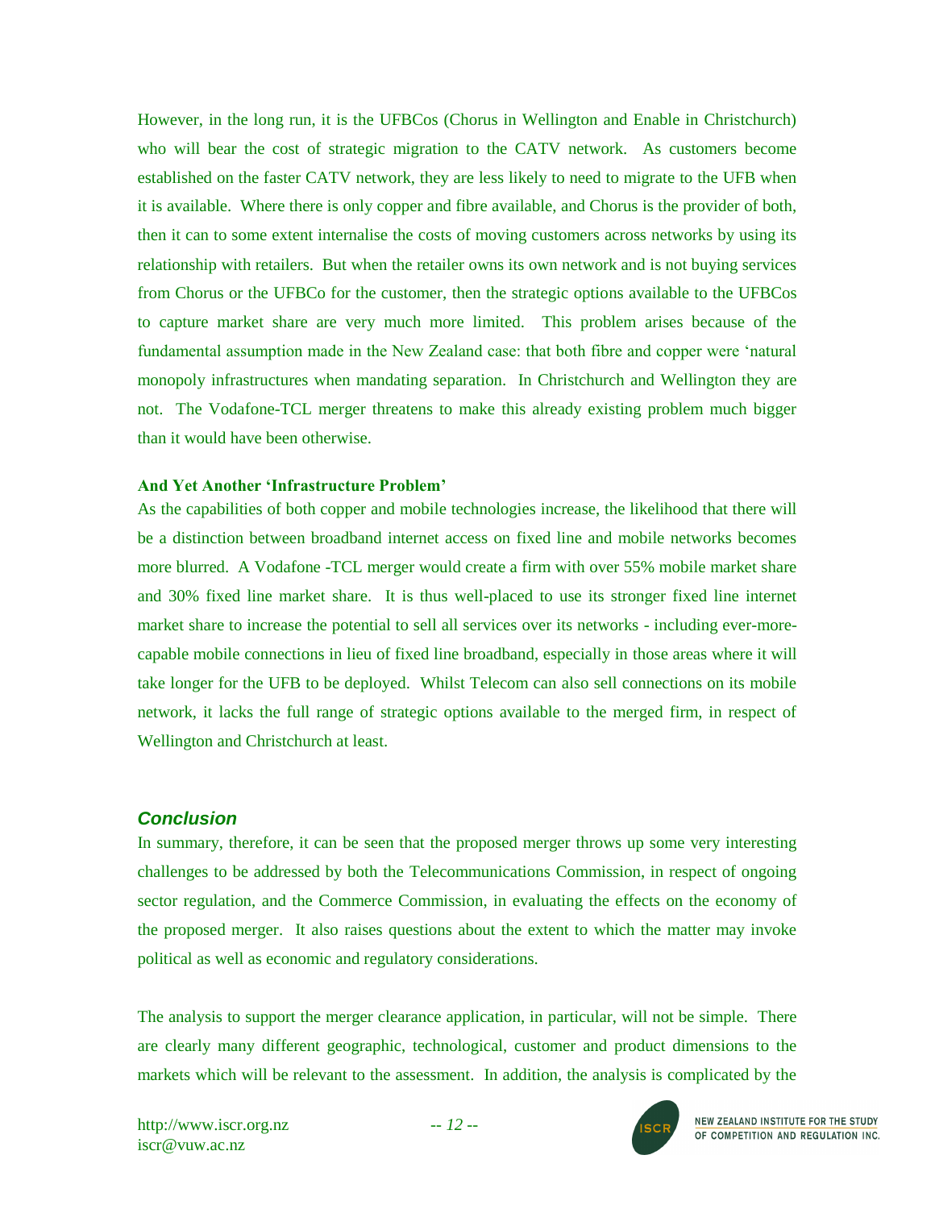However, in the long run, it is the UFBCos (Chorus in Wellington and Enable in Christchurch) who will bear the cost of strategic migration to the CATV network. As customers become established on the faster CATV network, they are less likely to need to migrate to the UFB when it is available. Where there is only copper and fibre available, and Chorus is the provider of both, then it can to some extent internalise the costs of moving customers across networks by using its relationship with retailers. But when the retailer owns its own network and is not buying services from Chorus or the UFBCo for the customer, then the strategic options available to the UFBCos to capture market share are very much more limited. This problem arises because of the fundamental assumption made in the New Zealand case: that both fibre and copper were 'natural monopoly infrastructures when mandating separation. In Christchurch and Wellington they are not. The Vodafone-TCL merger threatens to make this already existing problem much bigger than it would have been otherwise.

**And Yet Another 'Infrastructure Problem'**

As the capabilities of both copper and mobile technologies increase, the likelihood that there will be a distinction between broadband internet access on fixed line and mobile networks becomes more blurred. A Vodafone -TCL merger would create a firm with over 55% mobile market share and 30% fixed line market share. It is thus well-placed to use its stronger fixed line internet market share to increase the potential to sell all services over its networks - including ever-more-capable mobile connections in lieu of fixed line broadband, especially in those areas where it will take longer for the UFB to be deployed. Whilst Telecom can also sell connections on its mobile network, it lacks the full range of strategic options available to the merged firm, in respect of Wellington and Christchurch at least.

## *Conclusion*

In summary, therefore, it can be seen that the proposed merger throws up some very interesting challenges to be addressed by both the Telecommunications Commission, in respect of ongoing sector regulation, and the Commerce Commission, in evaluating the effects on the economy of the proposed merger. It also raises questions about the extent to which the matter may invoke political as well as economic and regulatory considerations.

The analysis to support the merger clearance application, in particular, will not be simple. There are clearly many different geographic, technological, customer and product dimensions to the markets which will be relevant to the assessment. In addition, the analysis is complicated by the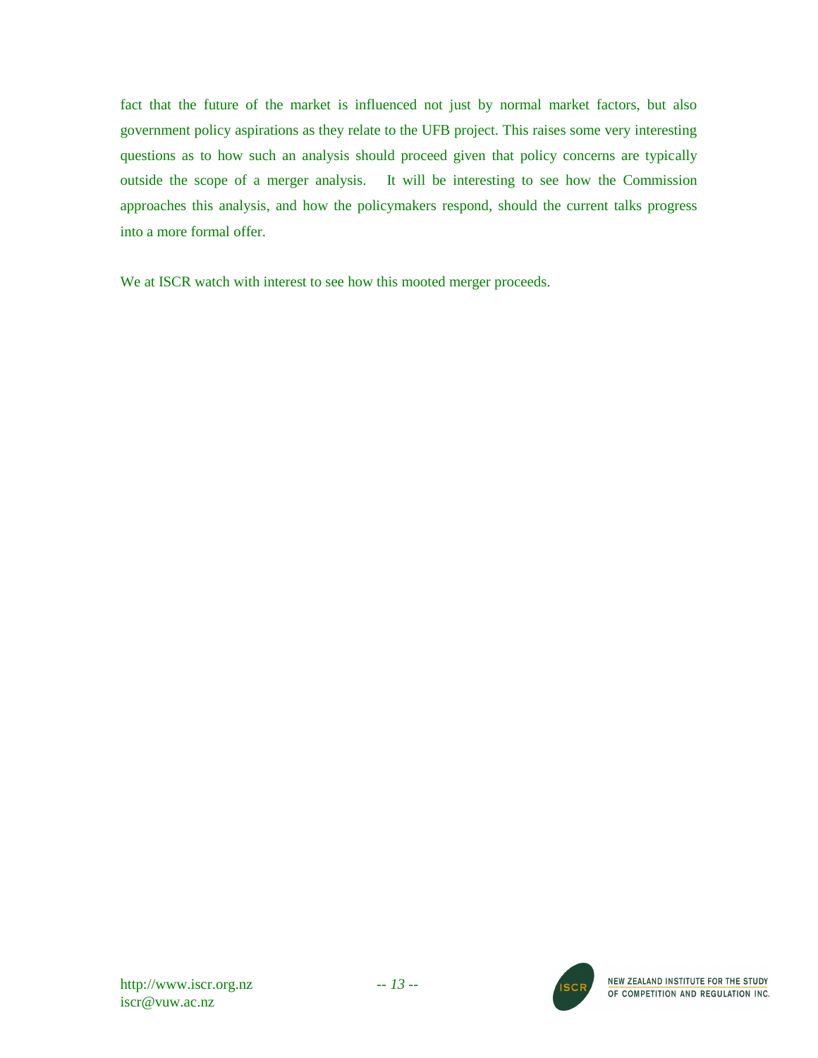fact that the future of the market is influenced not just by normal market factors, but also government policy aspirations as they relate to the UFB project. This raises some very interesting questions as to how such an analysis should proceed given that policy concerns are typically outside the scope of a merger analysis. It will be interesting to see how the Commission approaches this analysis, and how the policymakers respond, should the current talks progress into a more formal offer.

We at ISCR watch with interest to see how this mooted merger proceeds.